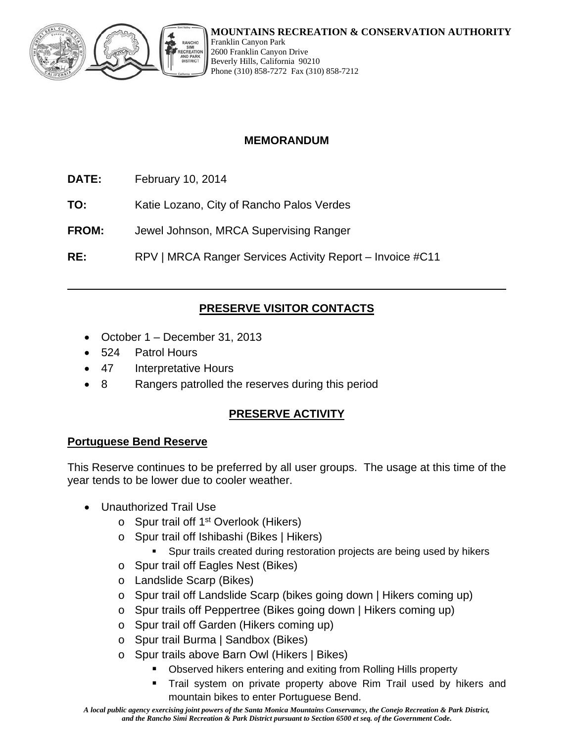**MOUNTAINS RECREATION & CONSERVATION AUTHORITY**
Franklin Canyon Park
2600 Franklin Canyon Drive
Beverly Hills, California 90210
Phone (310) 858-7272 Fax (310) 858-7212

## MEMORANDUM

**DATE:** February 10, 2014

**TO:** Katie Lozano, City of Rancho Palos Verdes

**FROM:** Jewel Johnson, MRCA Supervising Ranger

**RE:** RPV | MRCA Ranger Services Activity Report – Invoice #C11

---

## PRESERVE VISITOR CONTACTS

- October 1 – December 31, 2013
- 524 Patrol Hours
- 47 Interpretative Hours
- 8 Rangers patrolled the reserves during this period

## PRESERVE ACTIVITY

### Portuguese Bend Reserve

This Reserve continues to be preferred by all user groups. The usage at this time of the year tends to be lower due to cooler weather.

- Unauthorized Trail Use
  - Spur trail off 1st Overlook (Hikers)
  - Spur trail off Ishibashi (Bikes | Hikers)
    - Spur trails created during restoration projects are being used by hikers
  - Spur trail off Eagles Nest (Bikes)
  - Landslide Scarp (Bikes)
  - Spur trail off Landslide Scarp (bikes going down | Hikers coming up)
  - Spur trails off Peppertree (Bikes going down | Hikers coming up)
  - Spur trail off Garden (Hikers coming up)
  - Spur trail Burma | Sandbox (Bikes)
  - Spur trails above Barn Owl (Hikers | Bikes)
    - Observed hikers entering and exiting from Rolling Hills property
    - Trail system on private property above Rim Trail used by hikers and mountain bikes to enter Portuguese Bend.

*A local public agency exercising joint powers of the Santa Monica Mountains Conservancy, the Conejo Recreation & Park District, and the Rancho Simi Recreation & Park District pursuant to Section 6500 et seq. of the Government Code.*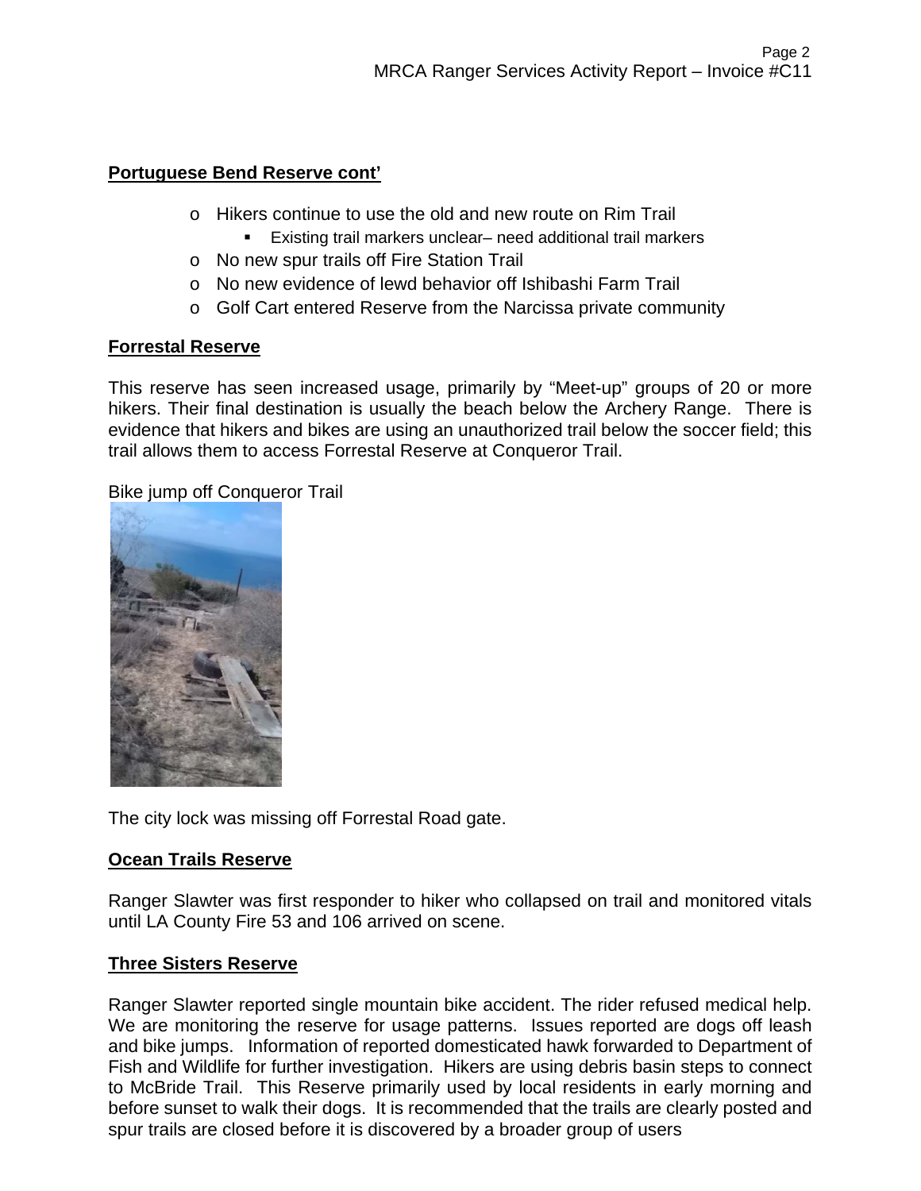## Portuguese Bend Reserve cont'

- Hikers continue to use the old and new route on Rim Trail
  - Existing trail markers unclear– need additional trail markers
- No new spur trails off Fire Station Trail
- No new evidence of lewd behavior off Ishibashi Farm Trail
- Golf Cart entered Reserve from the Narcissa private community

## Forrestal Reserve

This reserve has seen increased usage, primarily by "Meet-up" groups of 20 or more hikers. Their final destination is usually the beach below the Archery Range. There is evidence that hikers and bikes are using an unauthorized trail below the soccer field; this trail allows them to access Forrestal Reserve at Conqueror Trail.

Bike jump off Conqueror Trail

The city lock was missing off Forrestal Road gate.

## Ocean Trails Reserve

Ranger Slawter was first responder to hiker who collapsed on trail and monitored vitals until LA County Fire 53 and 106 arrived on scene.

## Three Sisters Reserve

Ranger Slawter reported single mountain bike accident. The rider refused medical help. We are monitoring the reserve for usage patterns. Issues reported are dogs off leash and bike jumps. Information of reported domesticated hawk forwarded to Department of Fish and Wildlife for further investigation. Hikers are using debris basin steps to connect to McBride Trail. This Reserve primarily used by local residents in early morning and before sunset to walk their dogs. It is recommended that the trails are clearly posted and spur trails are closed before it is discovered by a broader group of users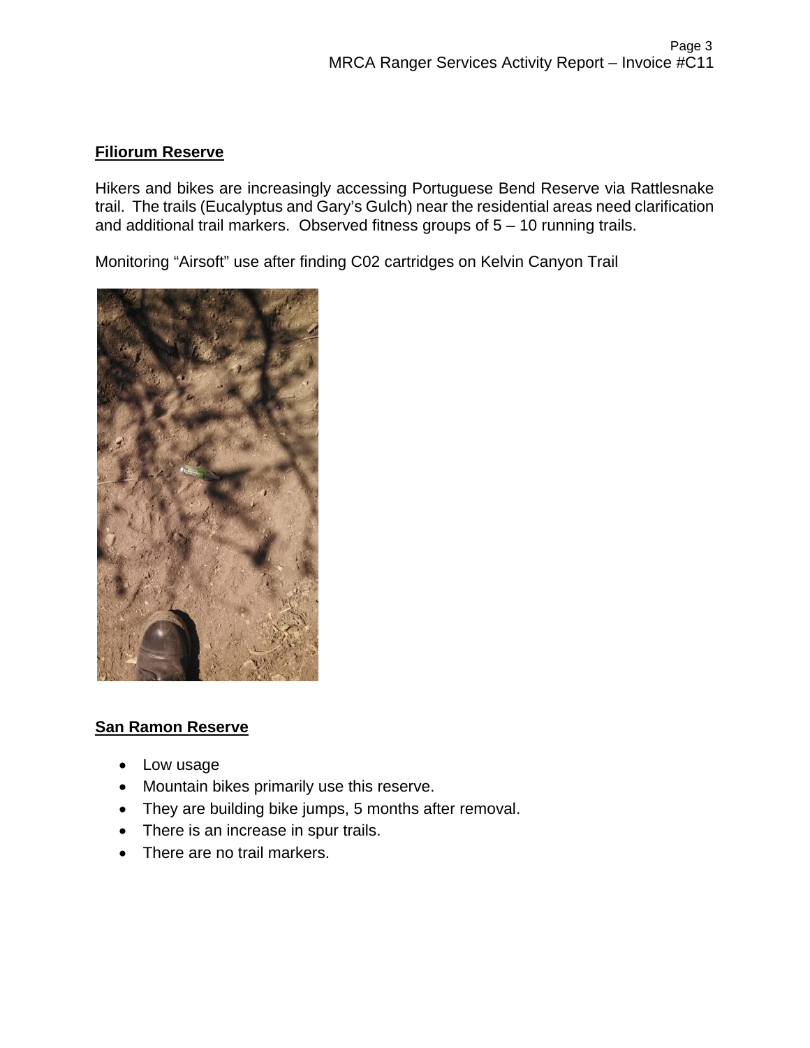## Filiorum Reserve

Hikers and bikes are increasingly accessing Portuguese Bend Reserve via Rattlesnake trail. The trails (Eucalyptus and Gary's Gulch) near the residential areas need clarification and additional trail markers. Observed fitness groups of 5 – 10 running trails.

Monitoring "Airsoft" use after finding C02 cartridges on Kelvin Canyon Trail

## San Ramon Reserve

- Low usage
- Mountain bikes primarily use this reserve.
- They are building bike jumps, 5 months after removal.
- There is an increase in spur trails.
- There are no trail markers.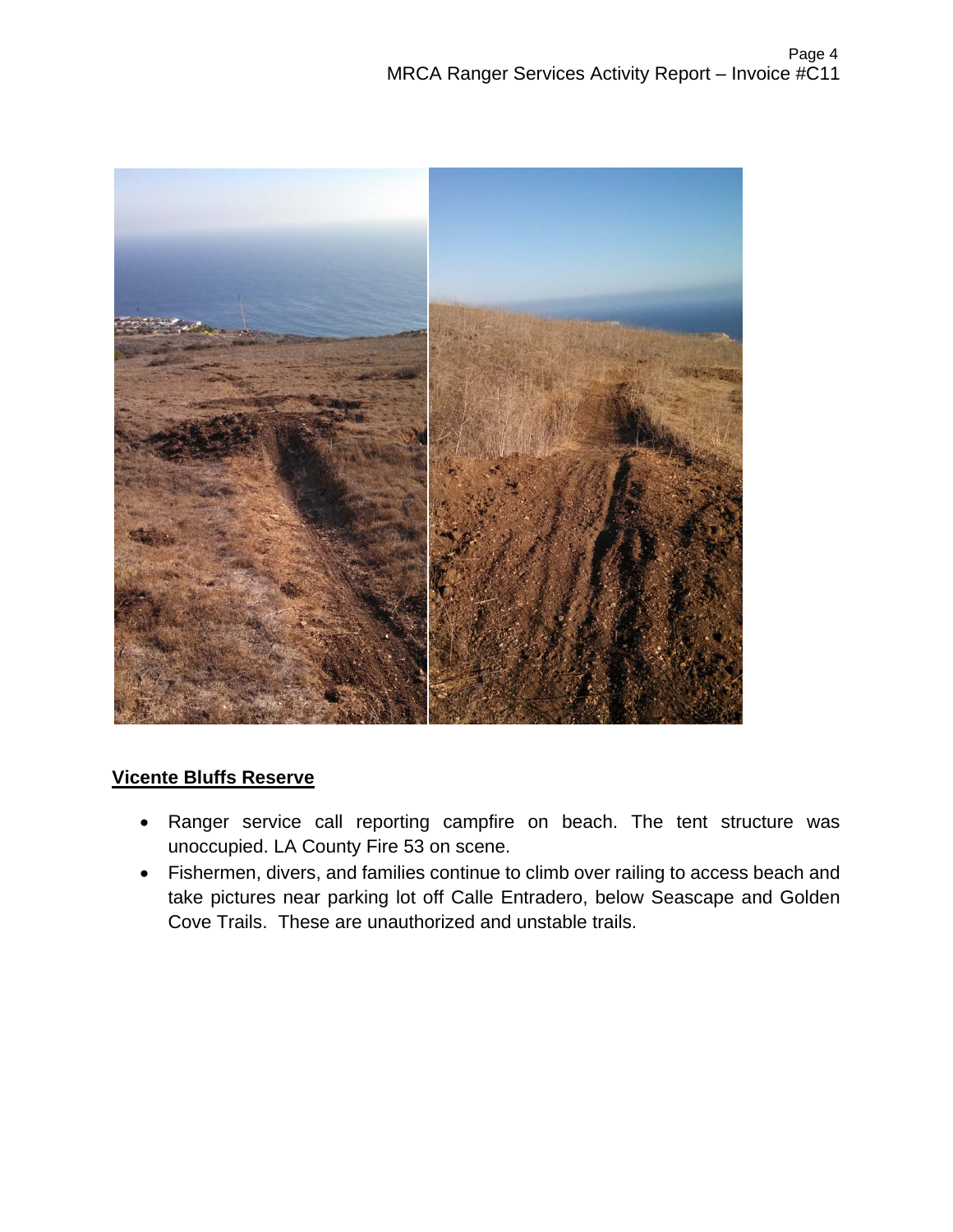## Vicente Bluffs Reserve

- Ranger service call reporting campfire on beach. The tent structure was unoccupied. LA County Fire 53 on scene.
- Fishermen, divers, and families continue to climb over railing to access beach and take pictures near parking lot off Calle Entradero, below Seascape and Golden Cove Trails. These are unauthorized and unstable trails.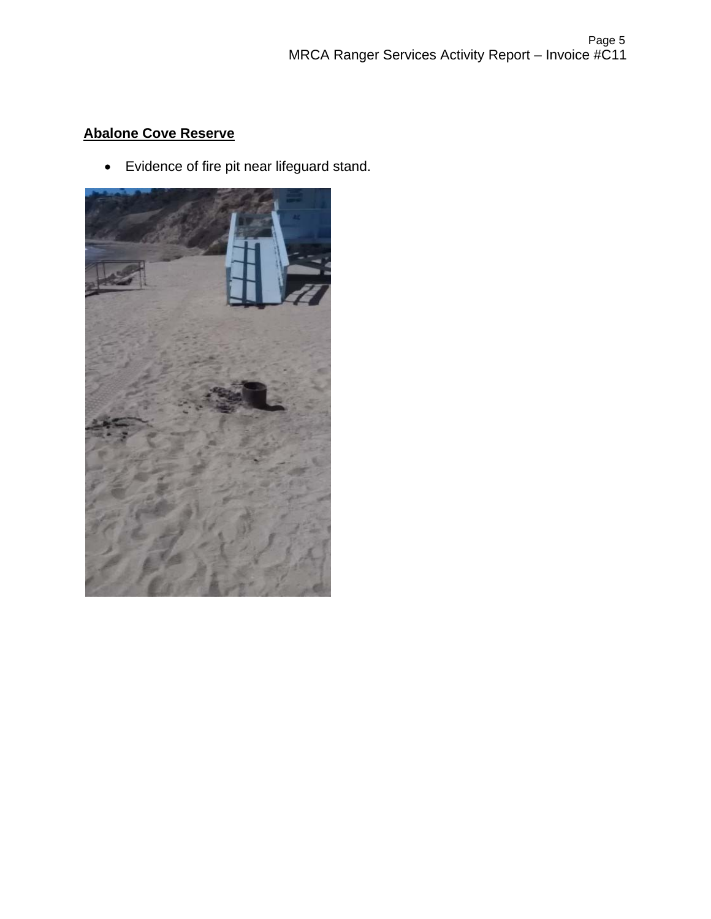## Abalone Cove Reserve

- Evidence of fire pit near lifeguard stand.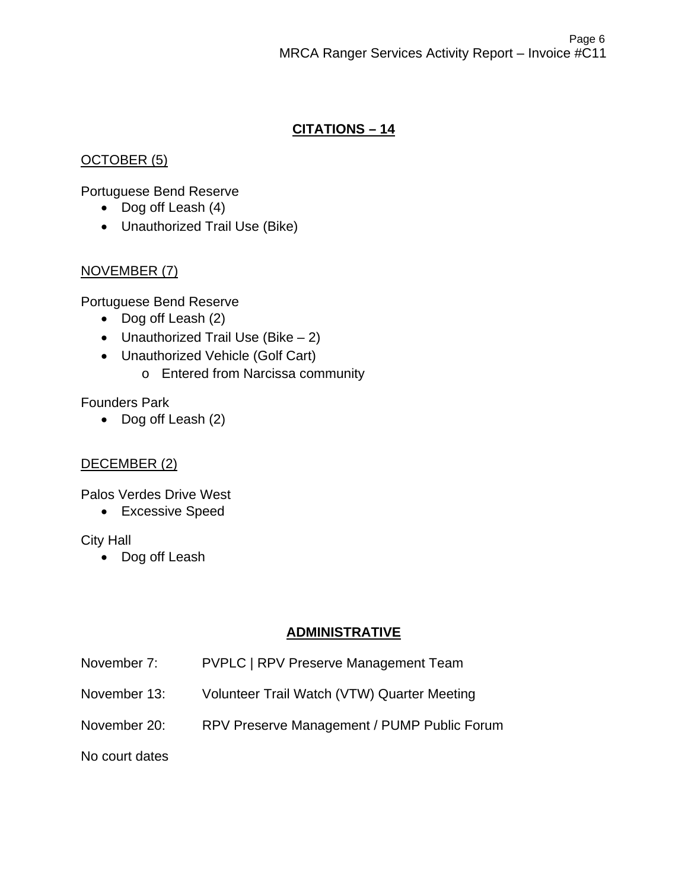## CITATIONS – 14

OCTOBER (5)

Portuguese Bend Reserve

- Dog off Leash (4)
- Unauthorized Trail Use (Bike)

NOVEMBER (7)

Portuguese Bend Reserve

- Dog off Leash (2)
- Unauthorized Trail Use (Bike – 2)
- Unauthorized Vehicle (Golf Cart)
  - Entered from Narcissa community

Founders Park

- Dog off Leash (2)

DECEMBER (2)

Palos Verdes Drive West

- Excessive Speed

City Hall

- Dog off Leash

## ADMINISTRATIVE

November 7: PVPLC | RPV Preserve Management Team

November 13: Volunteer Trail Watch (VTW) Quarter Meeting

November 20: RPV Preserve Management / PUMP Public Forum

No court dates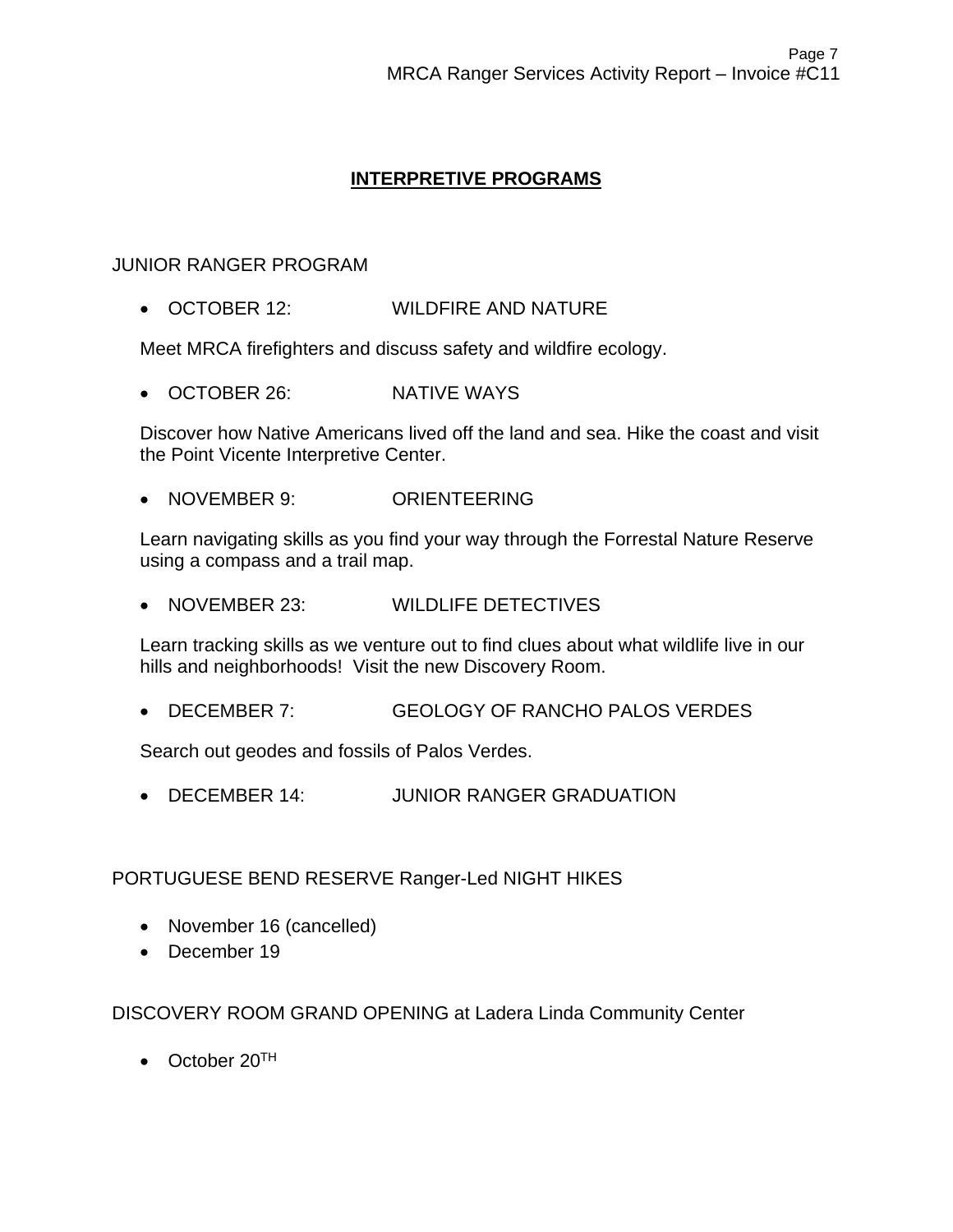## INTERPRETIVE PROGRAMS

JUNIOR RANGER PROGRAM

- OCTOBER 12: WILDFIRE AND NATURE

  Meet MRCA firefighters and discuss safety and wildfire ecology.

- OCTOBER 26: NATIVE WAYS

  Discover how Native Americans lived off the land and sea. Hike the coast and visit the Point Vicente Interpretive Center.

- NOVEMBER 9: ORIENTEERING

  Learn navigating skills as you find your way through the Forrestal Nature Reserve using a compass and a trail map.

- NOVEMBER 23: WILDLIFE DETECTIVES

  Learn tracking skills as we venture out to find clues about what wildlife live in our hills and neighborhoods! Visit the new Discovery Room.

- DECEMBER 7: GEOLOGY OF RANCHO PALOS VERDES

  Search out geodes and fossils of Palos Verdes.

- DECEMBER 14: JUNIOR RANGER GRADUATION

PORTUGUESE BEND RESERVE Ranger-Led NIGHT HIKES

- November 16 (cancelled)
- December 19

DISCOVERY ROOM GRAND OPENING at Ladera Linda Community Center

- October 20TH